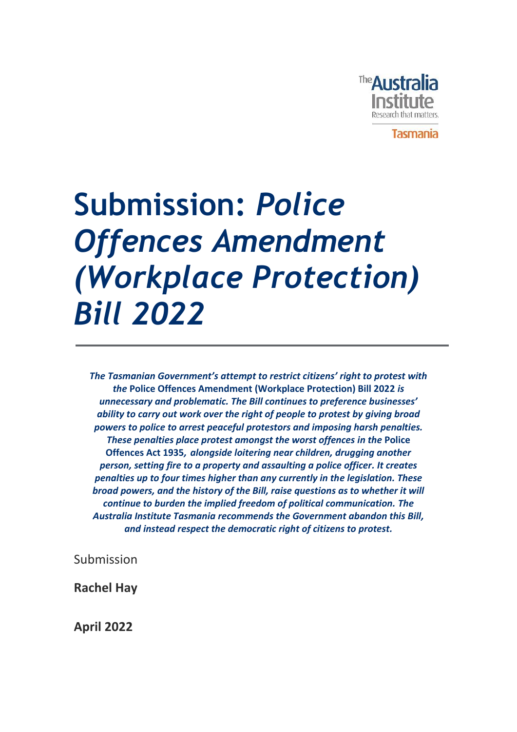The Australia Institute
Research that matters.
Tasmania

# Submission: *Police Offences Amendment (Workplace Protection) Bill 2022*

***The Tasmanian Government's attempt to restrict citizens' right to protest with the* Police Offences Amendment (Workplace Protection) Bill 2022 *is unnecessary and problematic. The Bill continues to preference businesses' ability to carry out work over the right of people to protest by giving broad powers to police to arrest peaceful protestors and imposing harsh penalties. These penalties place protest amongst the worst offences in the* Police Offences Act 1935*, alongside loitering near children, drugging another person, setting fire to a property and assaulting a police officer. It creates penalties up to four times higher than any currently in the legislation. These broad powers, and the history of the Bill, raise questions as to whether it will continue to burden the implied freedom of political communication. The Australia Institute Tasmania recommends the Government abandon this Bill, and instead respect the democratic right of citizens to protest.***

Submission

**Rachel Hay**

**April 2022**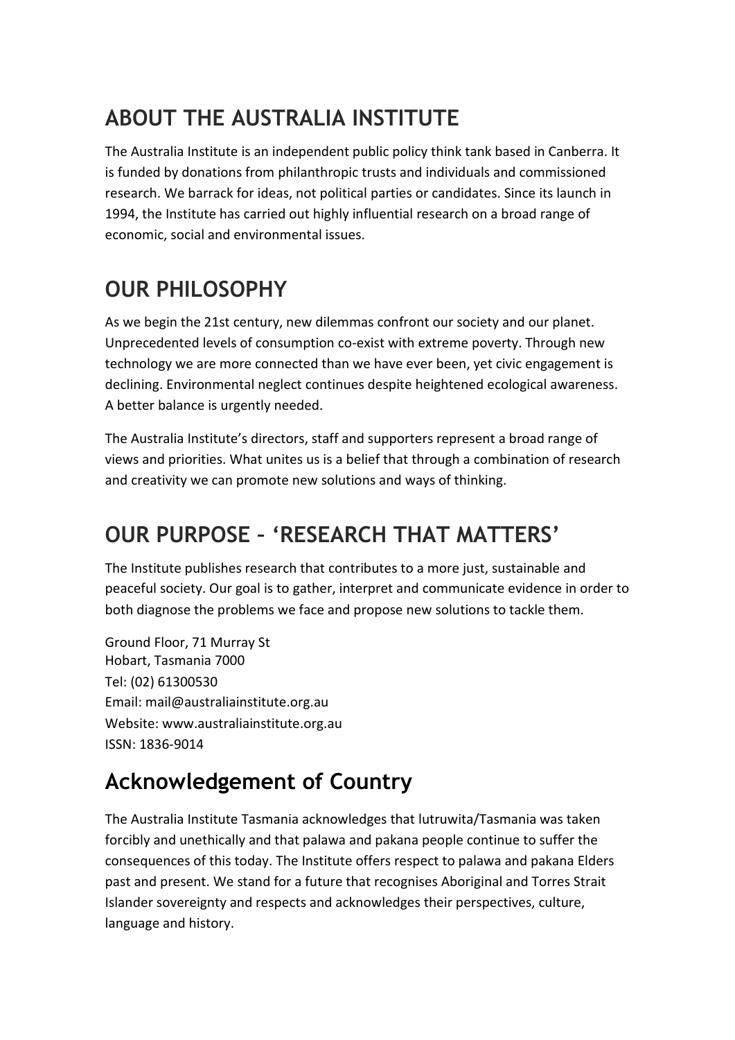## ABOUT THE AUSTRALIA INSTITUTE

The Australia Institute is an independent public policy think tank based in Canberra. It is funded by donations from philanthropic trusts and individuals and commissioned research. We barrack for ideas, not political parties or candidates. Since its launch in 1994, the Institute has carried out highly influential research on a broad range of economic, social and environmental issues.

## OUR PHILOSOPHY

As we begin the 21st century, new dilemmas confront our society and our planet. Unprecedented levels of consumption co-exist with extreme poverty. Through new technology we are more connected than we have ever been, yet civic engagement is declining. Environmental neglect continues despite heightened ecological awareness. A better balance is urgently needed.

The Australia Institute's directors, staff and supporters represent a broad range of views and priorities. What unites us is a belief that through a combination of research and creativity we can promote new solutions and ways of thinking.

## OUR PURPOSE – 'RESEARCH THAT MATTERS'

The Institute publishes research that contributes to a more just, sustainable and peaceful society. Our goal is to gather, interpret and communicate evidence in order to both diagnose the problems we face and propose new solutions to tackle them.

Ground Floor, 71 Murray St
Hobart, Tasmania 7000
Tel: (02) 61300530
Email: mail@australiainstitute.org.au
Website: www.australiainstitute.org.au
ISSN: 1836-9014

## Acknowledgement of Country

The Australia Institute Tasmania acknowledges that lutruwita/Tasmania was taken forcibly and unethically and that palawa and pakana people continue to suffer the consequences of this today. The Institute offers respect to palawa and pakana Elders past and present. We stand for a future that recognises Aboriginal and Torres Strait Islander sovereignty and respects and acknowledges their perspectives, culture, language and history.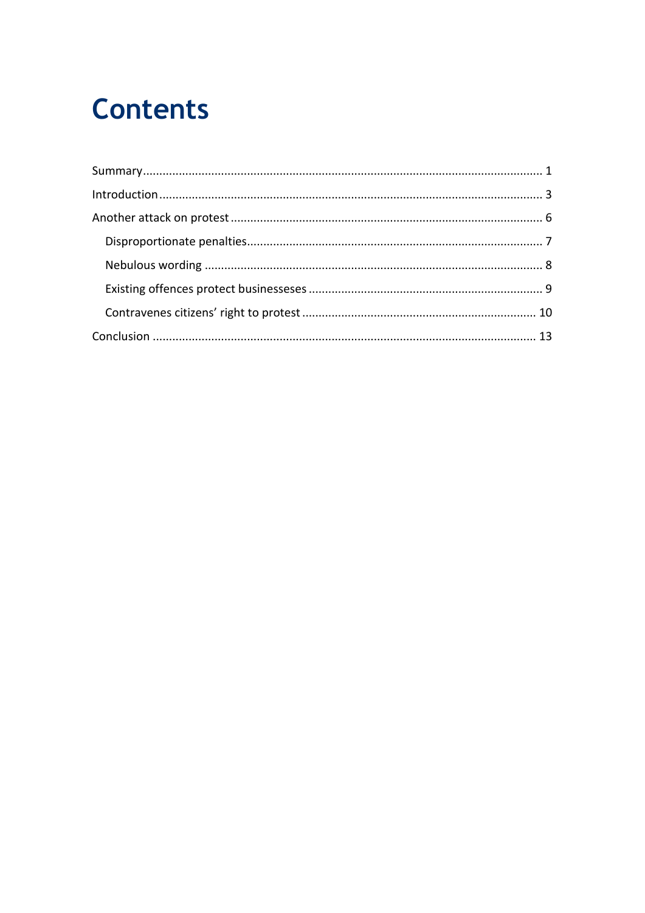# Contents

Summary ........................................................................................................................... 1

Introduction ...................................................................................................................... 3

Another attack on protest ................................................................................................ 6

Disproportionate penalties ........................................................................................... 7

Nebulous wording ........................................................................................................ 8

Existing offences protect businesseses ......................................................................... 9

Contravenes citizens' right to protest ......................................................................... 10

Conclusion ...................................................................................................................... 13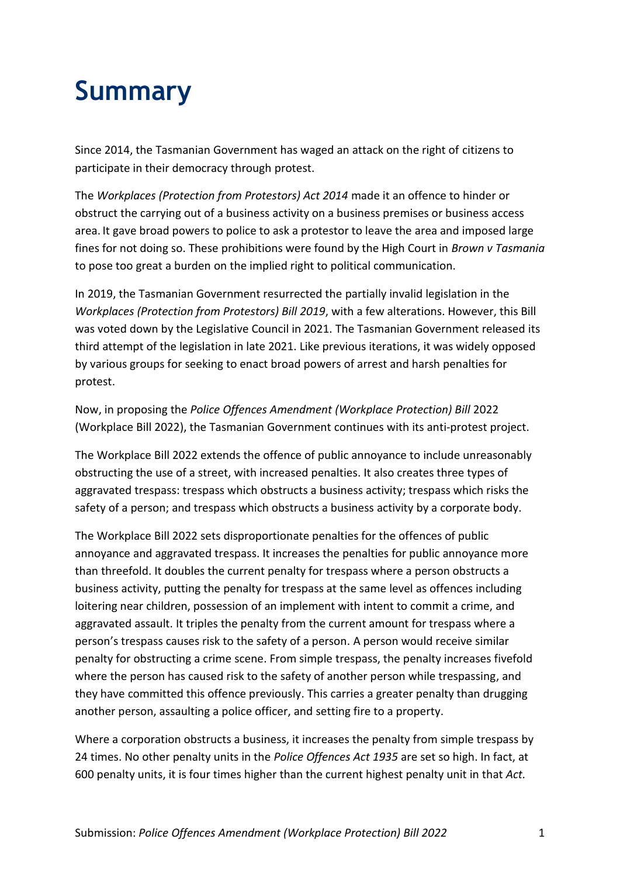# Summary

Since 2014, the Tasmanian Government has waged an attack on the right of citizens to participate in their democracy through protest.

The *Workplaces (Protection from Protestors) Act 2014* made it an offence to hinder or obstruct the carrying out of a business activity on a business premises or business access area. It gave broad powers to police to ask a protestor to leave the area and imposed large fines for not doing so. These prohibitions were found by the High Court in *Brown v Tasmania* to pose too great a burden on the implied right to political communication.

In 2019, the Tasmanian Government resurrected the partially invalid legislation in the *Workplaces (Protection from Protestors) Bill 2019*, with a few alterations. However, this Bill was voted down by the Legislative Council in 2021. The Tasmanian Government released its third attempt of the legislation in late 2021. Like previous iterations, it was widely opposed by various groups for seeking to enact broad powers of arrest and harsh penalties for protest.

Now, in proposing the *Police Offences Amendment (Workplace Protection) Bill* 2022 (Workplace Bill 2022), the Tasmanian Government continues with its anti-protest project.

The Workplace Bill 2022 extends the offence of public annoyance to include unreasonably obstructing the use of a street, with increased penalties. It also creates three types of aggravated trespass: trespass which obstructs a business activity; trespass which risks the safety of a person; and trespass which obstructs a business activity by a corporate body.

The Workplace Bill 2022 sets disproportionate penalties for the offences of public annoyance and aggravated trespass. It increases the penalties for public annoyance more than threefold. It doubles the current penalty for trespass where a person obstructs a business activity, putting the penalty for trespass at the same level as offences including loitering near children, possession of an implement with intent to commit a crime, and aggravated assault. It triples the penalty from the current amount for trespass where a person's trespass causes risk to the safety of a person. A person would receive similar penalty for obstructing a crime scene. From simple trespass, the penalty increases fivefold where the person has caused risk to the safety of another person while trespassing, and they have committed this offence previously. This carries a greater penalty than drugging another person, assaulting a police officer, and setting fire to a property.

Where a corporation obstructs a business, it increases the penalty from simple trespass by 24 times. No other penalty units in the *Police Offences Act 1935* are set so high. In fact, at 600 penalty units, it is four times higher than the current highest penalty unit in that *Act.*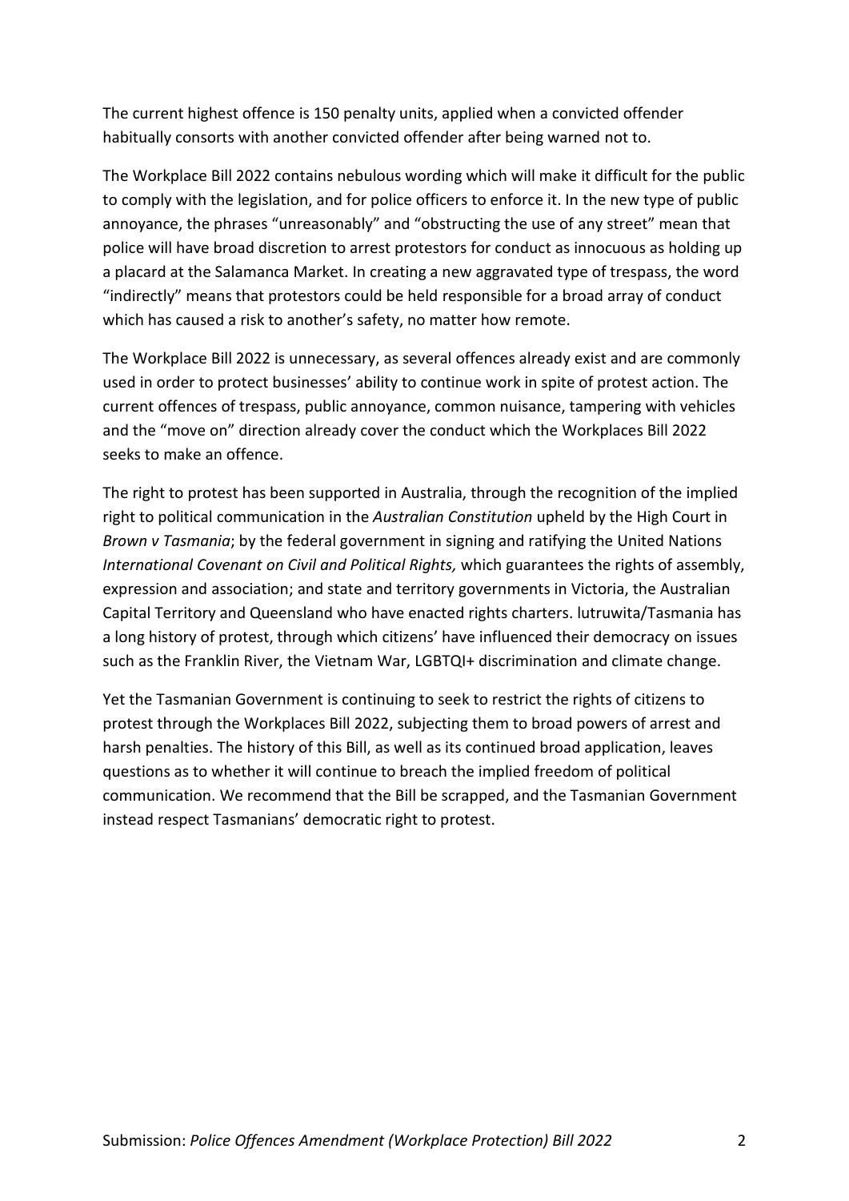The current highest offence is 150 penalty units, applied when a convicted offender habitually consorts with another convicted offender after being warned not to.

The Workplace Bill 2022 contains nebulous wording which will make it difficult for the public to comply with the legislation, and for police officers to enforce it. In the new type of public annoyance, the phrases "unreasonably" and "obstructing the use of any street" mean that police will have broad discretion to arrest protestors for conduct as innocuous as holding up a placard at the Salamanca Market. In creating a new aggravated type of trespass, the word "indirectly" means that protestors could be held responsible for a broad array of conduct which has caused a risk to another's safety, no matter how remote.

The Workplace Bill 2022 is unnecessary, as several offences already exist and are commonly used in order to protect businesses' ability to continue work in spite of protest action. The current offences of trespass, public annoyance, common nuisance, tampering with vehicles and the "move on" direction already cover the conduct which the Workplaces Bill 2022 seeks to make an offence.

The right to protest has been supported in Australia, through the recognition of the implied right to political communication in the *Australian Constitution* upheld by the High Court in *Brown v Tasmania*; by the federal government in signing and ratifying the United Nations *International Covenant on Civil and Political Rights,* which guarantees the rights of assembly, expression and association; and state and territory governments in Victoria, the Australian Capital Territory and Queensland who have enacted rights charters. lutruwita/Tasmania has a long history of protest, through which citizens' have influenced their democracy on issues such as the Franklin River, the Vietnam War, LGBTQI+ discrimination and climate change.

Yet the Tasmanian Government is continuing to seek to restrict the rights of citizens to protest through the Workplaces Bill 2022, subjecting them to broad powers of arrest and harsh penalties. The history of this Bill, as well as its continued broad application, leaves questions as to whether it will continue to breach the implied freedom of political communication. We recommend that the Bill be scrapped, and the Tasmanian Government instead respect Tasmanians' democratic right to protest.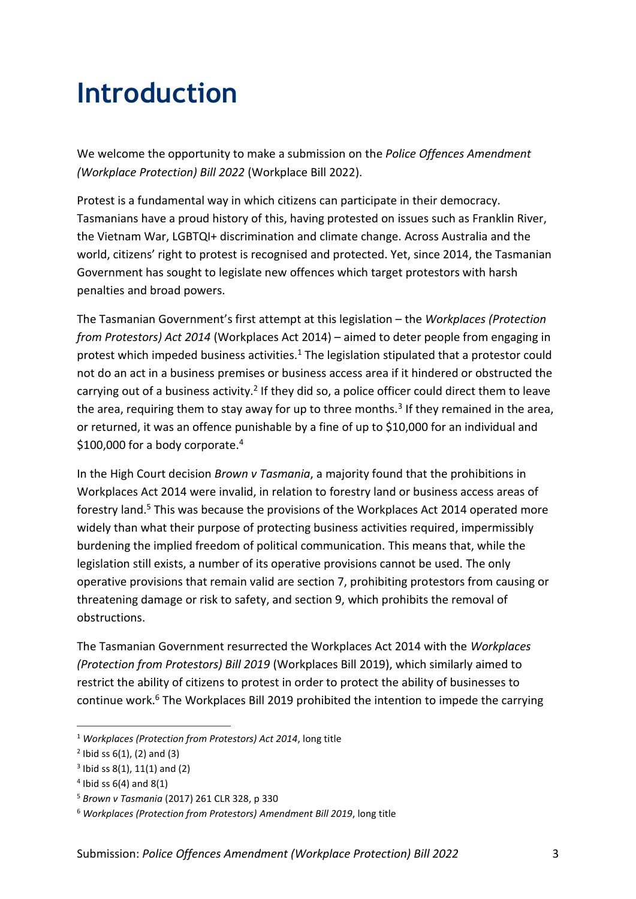# Introduction

We welcome the opportunity to make a submission on the *Police Offences Amendment (Workplace Protection) Bill 2022* (Workplace Bill 2022).

Protest is a fundamental way in which citizens can participate in their democracy. Tasmanians have a proud history of this, having protested on issues such as Franklin River, the Vietnam War, LGBTQI+ discrimination and climate change. Across Australia and the world, citizens' right to protest is recognised and protected. Yet, since 2014, the Tasmanian Government has sought to legislate new offences which target protestors with harsh penalties and broad powers.

The Tasmanian Government's first attempt at this legislation – the *Workplaces (Protection from Protestors) Act 2014* (Workplaces Act 2014) – aimed to deter people from engaging in protest which impeded business activities.[1] The legislation stipulated that a protestor could not do an act in a business premises or business access area if it hindered or obstructed the carrying out of a business activity.[2] If they did so, a police officer could direct them to leave the area, requiring them to stay away for up to three months.[3] If they remained in the area, or returned, it was an offence punishable by a fine of up to $10,000 for an individual and $100,000 for a body corporate.[4]

In the High Court decision *Brown v Tasmania*, a majority found that the prohibitions in Workplaces Act 2014 were invalid, in relation to forestry land or business access areas of forestry land.[5] This was because the provisions of the Workplaces Act 2014 operated more widely than what their purpose of protecting business activities required, impermissibly burdening the implied freedom of political communication. This means that, while the legislation still exists, a number of its operative provisions cannot be used. The only operative provisions that remain valid are section 7, prohibiting protestors from causing or threatening damage or risk to safety, and section 9, which prohibits the removal of obstructions.

The Tasmanian Government resurrected the Workplaces Act 2014 with the *Workplaces (Protection from Protestors) Bill 2019* (Workplaces Bill 2019), which similarly aimed to restrict the ability of citizens to protest in order to protect the ability of businesses to continue work.[6] The Workplaces Bill 2019 prohibited the intention to impede the carrying

---

[1] *Workplaces (Protection from Protestors) Act 2014*, long title

[2] Ibid ss 6(1), (2) and (3)

[3] Ibid ss 8(1), 11(1) and (2)

[4] Ibid ss 6(4) and 8(1)

[5] *Brown v Tasmania* (2017) 261 CLR 328, p 330

[6] *Workplaces (Protection from Protestors) Amendment Bill 2019*, long title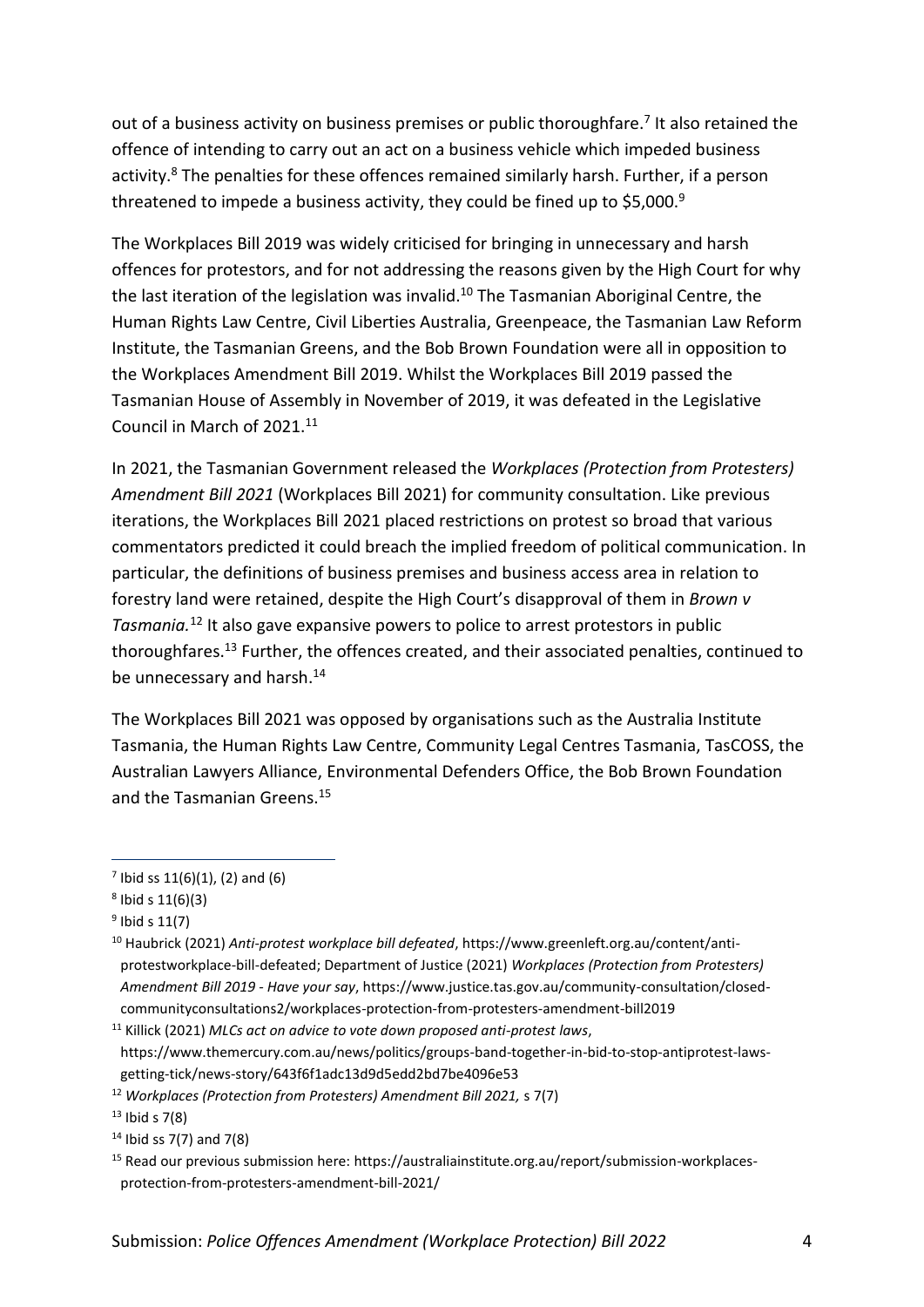out of a business activity on business premises or public thoroughfare.[7] It also retained the offence of intending to carry out an act on a business vehicle which impeded business activity.[8] The penalties for these offences remained similarly harsh. Further, if a person threatened to impede a business activity, they could be fined up to $5,000.[9]

The Workplaces Bill 2019 was widely criticised for bringing in unnecessary and harsh offences for protestors, and for not addressing the reasons given by the High Court for why the last iteration of the legislation was invalid.[10] The Tasmanian Aboriginal Centre, the Human Rights Law Centre, Civil Liberties Australia, Greenpeace, the Tasmanian Law Reform Institute, the Tasmanian Greens, and the Bob Brown Foundation were all in opposition to the Workplaces Amendment Bill 2019. Whilst the Workplaces Bill 2019 passed the Tasmanian House of Assembly in November of 2019, it was defeated in the Legislative Council in March of 2021.[11]

In 2021, the Tasmanian Government released the *Workplaces (Protection from Protesters) Amendment Bill 2021* (Workplaces Bill 2021) for community consultation. Like previous iterations, the Workplaces Bill 2021 placed restrictions on protest so broad that various commentators predicted it could breach the implied freedom of political communication. In particular, the definitions of business premises and business access area in relation to forestry land were retained, despite the High Court's disapproval of them in *Brown v Tasmania.*[12] It also gave expansive powers to police to arrest protestors in public thoroughfares.[13] Further, the offences created, and their associated penalties, continued to be unnecessary and harsh.[14]

The Workplaces Bill 2021 was opposed by organisations such as the Australia Institute Tasmania, the Human Rights Law Centre, Community Legal Centres Tasmania, TasCOSS, the Australian Lawyers Alliance, Environmental Defenders Office, the Bob Brown Foundation and the Tasmanian Greens.[15]

---

[7] Ibid ss 11(6)(1), (2) and (6)

[8] Ibid s 11(6)(3)

[9] Ibid s 11(7)

[10] Haubrick (2021) *Anti-protest workplace bill defeated*, https://www.greenleft.org.au/content/anti-protestworkplace-bill-defeated; Department of Justice (2021) *Workplaces (Protection from Protesters) Amendment Bill 2019 - Have your say*, https://www.justice.tas.gov.au/community-consultation/closed-communityconsultations2/workplaces-protection-from-protesters-amendment-bill2019

[11] Killick (2021) *MLCs act on advice to vote down proposed anti-protest laws*, https://www.themercury.com.au/news/politics/groups-band-together-in-bid-to-stop-antiprotest-laws-getting-tick/news-story/643f6f1adc13d9d5edd2bd7be4096e53

[12] *Workplaces (Protection from Protesters) Amendment Bill 2021,* s 7(7)

[13] Ibid s 7(8)

[14] Ibid ss 7(7) and 7(8)

[15] Read our previous submission here: https://australiainstitute.org.au/report/submission-workplaces-protection-from-protesters-amendment-bill-2021/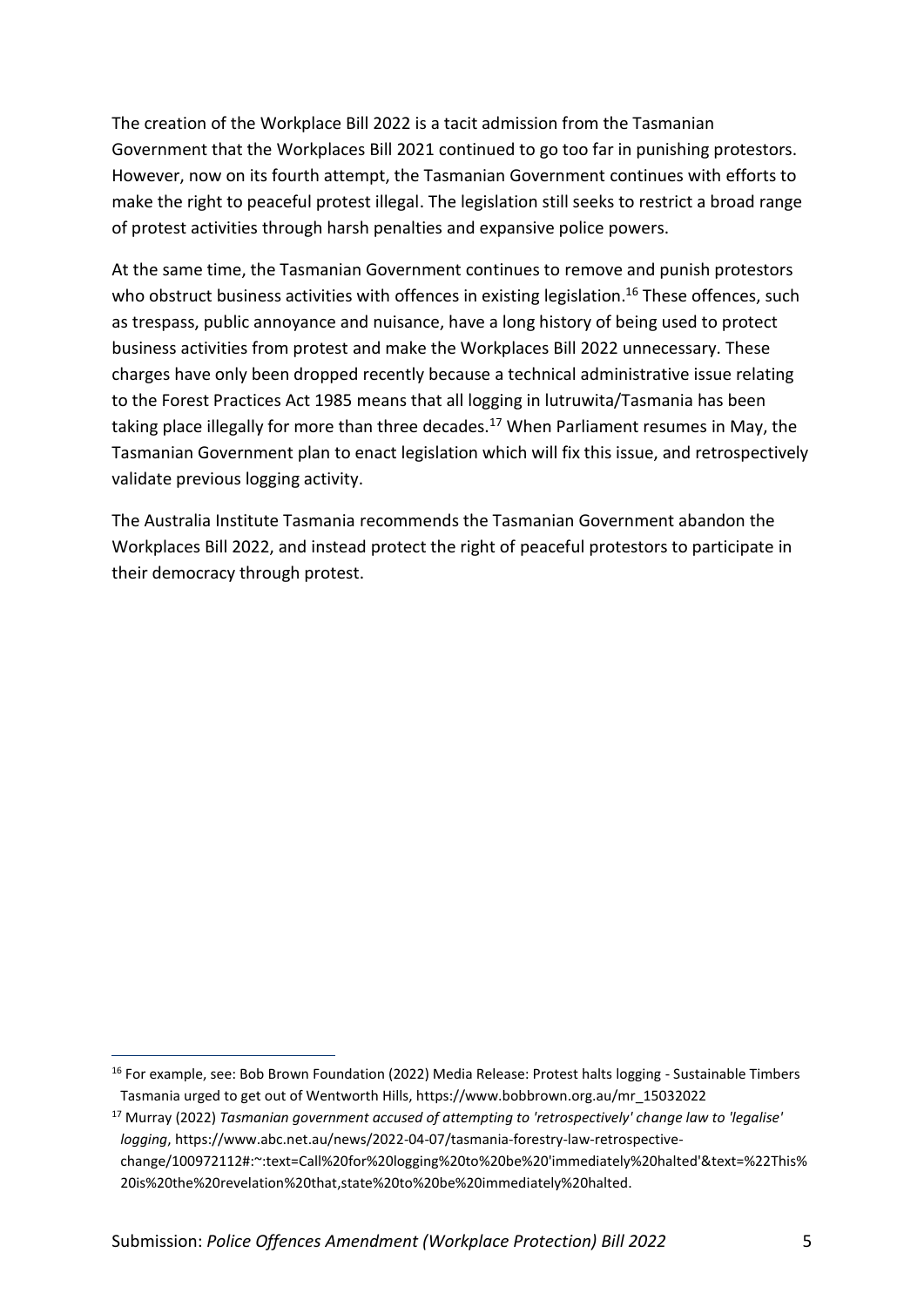The creation of the Workplace Bill 2022 is a tacit admission from the Tasmanian Government that the Workplaces Bill 2021 continued to go too far in punishing protestors. However, now on its fourth attempt, the Tasmanian Government continues with efforts to make the right to peaceful protest illegal. The legislation still seeks to restrict a broad range of protest activities through harsh penalties and expansive police powers.

At the same time, the Tasmanian Government continues to remove and punish protestors who obstruct business activities with offences in existing legislation.[16] These offences, such as trespass, public annoyance and nuisance, have a long history of being used to protect business activities from protest and make the Workplaces Bill 2022 unnecessary. These charges have only been dropped recently because a technical administrative issue relating to the Forest Practices Act 1985 means that all logging in lutruwita/Tasmania has been taking place illegally for more than three decades.[17] When Parliament resumes in May, the Tasmanian Government plan to enact legislation which will fix this issue, and retrospectively validate previous logging activity.

The Australia Institute Tasmania recommends the Tasmanian Government abandon the Workplaces Bill 2022, and instead protect the right of peaceful protestors to participate in their democracy through protest.

---

[16] For example, see: Bob Brown Foundation (2022) Media Release: Protest halts logging - Sustainable Timbers Tasmania urged to get out of Wentworth Hills, https://www.bobbrown.org.au/mr_15032022

[17] Murray (2022) *Tasmanian government accused of attempting to 'retrospectively' change law to 'legalise' logging*, https://www.abc.net.au/news/2022-04-07/tasmania-forestry-law-retrospective-change/100972112#:~:text=Call%20for%20logging%20to%20be%20'immediately%20halted'&text=%22This%20is%20the%20revelation%20that,state%20to%20be%20immediately%20halted.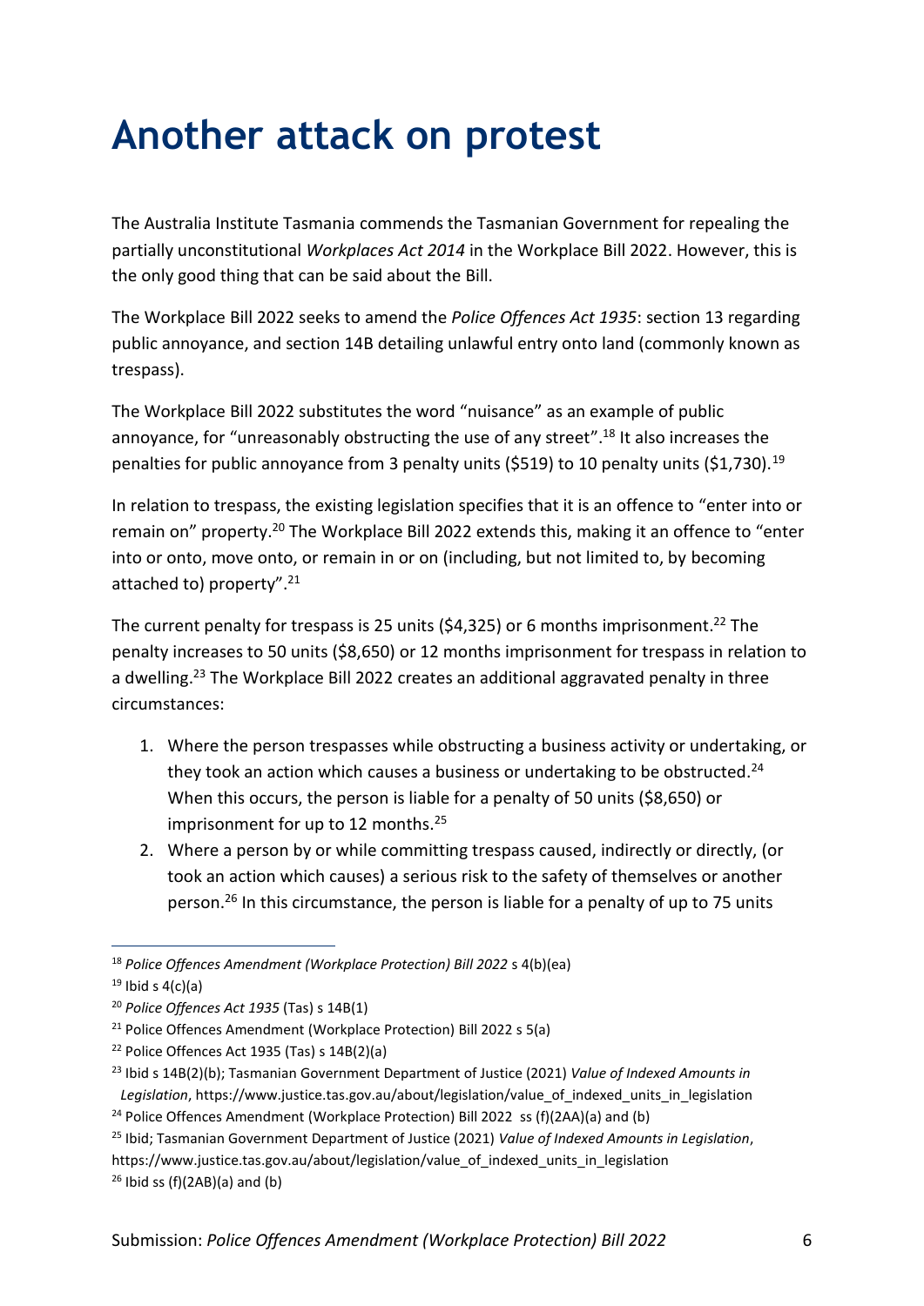# Another attack on protest

The Australia Institute Tasmania commends the Tasmanian Government for repealing the partially unconstitutional *Workplaces Act 2014* in the Workplace Bill 2022. However, this is the only good thing that can be said about the Bill.

The Workplace Bill 2022 seeks to amend the *Police Offences Act 1935*: section 13 regarding public annoyance, and section 14B detailing unlawful entry onto land (commonly known as trespass).

The Workplace Bill 2022 substitutes the word "nuisance" as an example of public annoyance, for "unreasonably obstructing the use of any street".[18] It also increases the penalties for public annoyance from 3 penalty units ($519) to 10 penalty units ($1,730).[19]

In relation to trespass, the existing legislation specifies that it is an offence to "enter into or remain on" property.[20] The Workplace Bill 2022 extends this, making it an offence to "enter into or onto, move onto, or remain in or on (including, but not limited to, by becoming attached to) property".[21]

The current penalty for trespass is 25 units ($4,325) or 6 months imprisonment.[22] The penalty increases to 50 units ($8,650) or 12 months imprisonment for trespass in relation to a dwelling.[23] The Workplace Bill 2022 creates an additional aggravated penalty in three circumstances:

1. Where the person trespasses while obstructing a business activity or undertaking, or they took an action which causes a business or undertaking to be obstructed.[24] When this occurs, the person is liable for a penalty of 50 units ($8,650) or imprisonment for up to 12 months.[25]
2. Where a person by or while committing trespass caused, indirectly or directly, (or took an action which causes) a serious risk to the safety of themselves or another person.[26] In this circumstance, the person is liable for a penalty of up to 75 units

---

[18] *Police Offences Amendment (Workplace Protection) Bill 2022* s 4(b)(ea)

[19] Ibid s 4(c)(a)

[20] *Police Offences Act 1935* (Tas) s 14B(1)

[21] Police Offences Amendment (Workplace Protection) Bill 2022 s 5(a)

[22] Police Offences Act 1935 (Tas) s 14B(2)(a)

[23] Ibid s 14B(2)(b); Tasmanian Government Department of Justice (2021) *Value of Indexed Amounts in Legislation*, https://www.justice.tas.gov.au/about/legislation/value_of_indexed_units_in_legislation

[24] Police Offences Amendment (Workplace Protection) Bill 2022 ss (f)(2AA)(a) and (b)

[25] Ibid; Tasmanian Government Department of Justice (2021) *Value of Indexed Amounts in Legislation*, https://www.justice.tas.gov.au/about/legislation/value_of_indexed_units_in_legislation

[26] Ibid ss (f)(2AB)(a) and (b)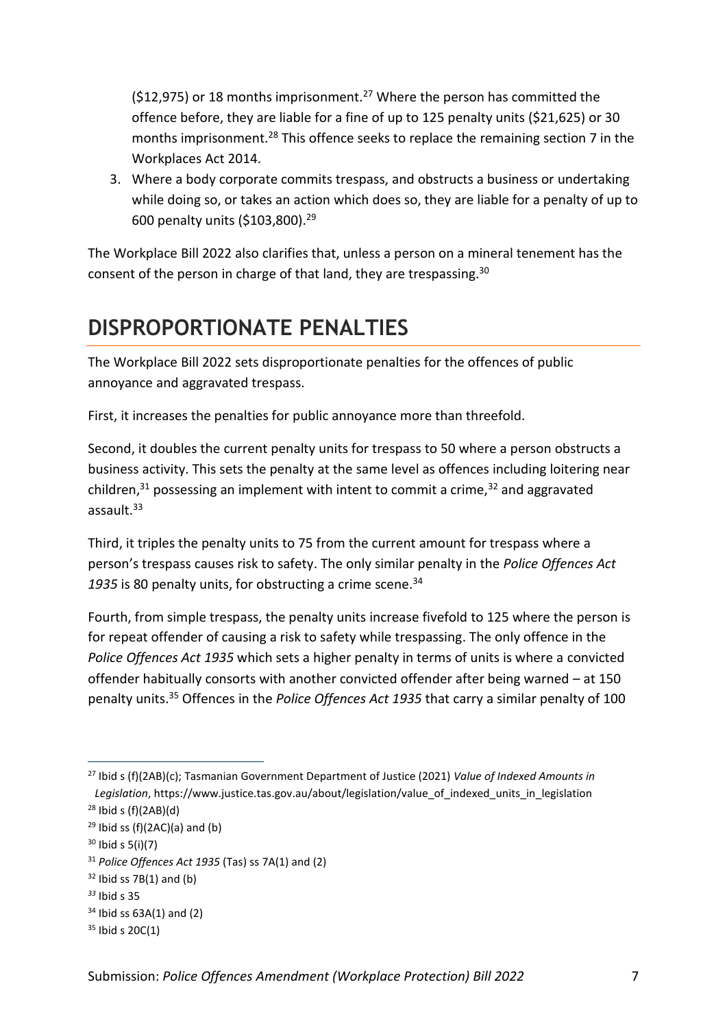($12,975) or 18 months imprisonment.[27] Where the person has committed the offence before, they are liable for a fine of up to 125 penalty units ($21,625) or 30 months imprisonment.[28] This offence seeks to replace the remaining section 7 in the Workplaces Act 2014.

3. Where a body corporate commits trespass, and obstructs a business or undertaking while doing so, or takes an action which does so, they are liable for a penalty of up to 600 penalty units ($103,800).[29]

The Workplace Bill 2022 also clarifies that, unless a person on a mineral tenement has the consent of the person in charge of that land, they are trespassing.[30]

# DISPROPORTIONATE PENALTIES

The Workplace Bill 2022 sets disproportionate penalties for the offences of public annoyance and aggravated trespass.

First, it increases the penalties for public annoyance more than threefold.

Second, it doubles the current penalty units for trespass to 50 where a person obstructs a business activity. This sets the penalty at the same level as offences including loitering near children,[31] possessing an implement with intent to commit a crime,[32] and aggravated assault.[33]

Third, it triples the penalty units to 75 from the current amount for trespass where a person's trespass causes risk to safety. The only similar penalty in the *Police Offences Act 1935* is 80 penalty units, for obstructing a crime scene.[34]

Fourth, from simple trespass, the penalty units increase fivefold to 125 where the person is for repeat offender of causing a risk to safety while trespassing. The only offence in the *Police Offences Act 1935* which sets a higher penalty in terms of units is where a convicted offender habitually consorts with another convicted offender after being warned – at 150 penalty units.[35] Offences in the *Police Offences Act 1935* that carry a similar penalty of 100

---

[27] Ibid s (f)(2AB)(c); Tasmanian Government Department of Justice (2021) *Value of Indexed Amounts in Legislation*, https://www.justice.tas.gov.au/about/legislation/value_of_indexed_units_in_legislation

[28] Ibid s (f)(2AB)(d)

[29] Ibid ss (f)(2AC)(a) and (b)

[30] Ibid s 5(i)(7)

[31] *Police Offences Act 1935* (Tas) ss 7A(1) and (2)

[32] Ibid ss 7B(1) and (b)

[33] Ibid s 35

[34] Ibid ss 63A(1) and (2)

[35] Ibid s 20C(1)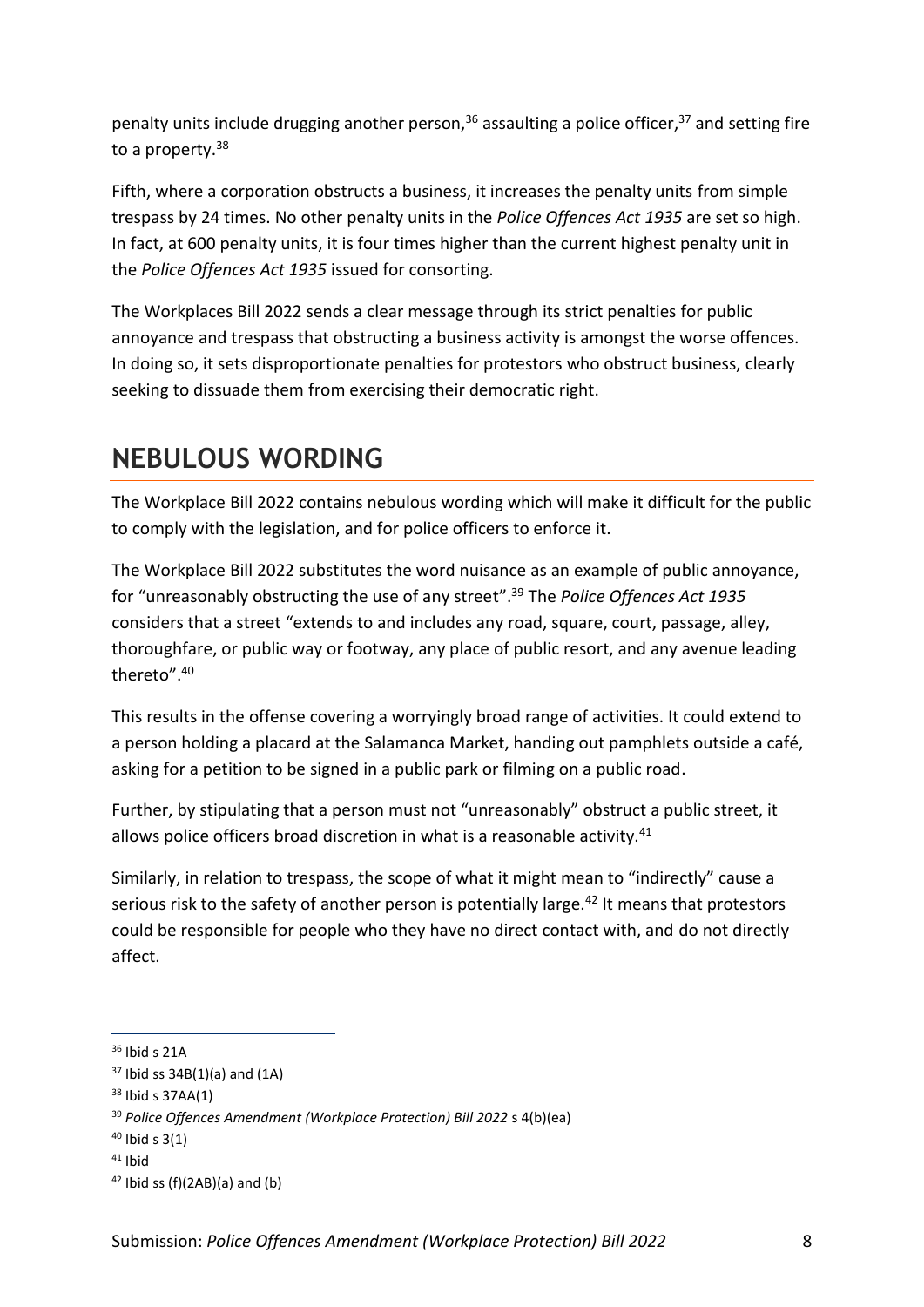penalty units include drugging another person,[36] assaulting a police officer,[37] and setting fire to a property.[38]

Fifth, where a corporation obstructs a business, it increases the penalty units from simple trespass by 24 times. No other penalty units in the *Police Offences Act 1935* are set so high. In fact, at 600 penalty units, it is four times higher than the current highest penalty unit in the *Police Offences Act 1935* issued for consorting.

The Workplaces Bill 2022 sends a clear message through its strict penalties for public annoyance and trespass that obstructing a business activity is amongst the worse offences. In doing so, it sets disproportionate penalties for protestors who obstruct business, clearly seeking to dissuade them from exercising their democratic right.

# NEBULOUS WORDING

The Workplace Bill 2022 contains nebulous wording which will make it difficult for the public to comply with the legislation, and for police officers to enforce it.

The Workplace Bill 2022 substitutes the word nuisance as an example of public annoyance, for "unreasonably obstructing the use of any street".[39] The *Police Offences Act 1935* considers that a street "extends to and includes any road, square, court, passage, alley, thoroughfare, or public way or footway, any place of public resort, and any avenue leading thereto".[40]

This results in the offense covering a worryingly broad range of activities. It could extend to a person holding a placard at the Salamanca Market, handing out pamphlets outside a café, asking for a petition to be signed in a public park or filming on a public road.

Further, by stipulating that a person must not "unreasonably" obstruct a public street, it allows police officers broad discretion in what is a reasonable activity.[41]

Similarly, in relation to trespass, the scope of what it might mean to "indirectly" cause a serious risk to the safety of another person is potentially large.[42] It means that protestors could be responsible for people who they have no direct contact with, and do not directly affect.

---

[36] Ibid s 21A

[37] Ibid ss 34B(1)(a) and (1A)

[38] Ibid s 37AA(1)

[39] *Police Offences Amendment (Workplace Protection) Bill 2022* s 4(b)(ea)

[40] Ibid s 3(1)

[41] Ibid

[42] Ibid ss (f)(2AB)(a) and (b)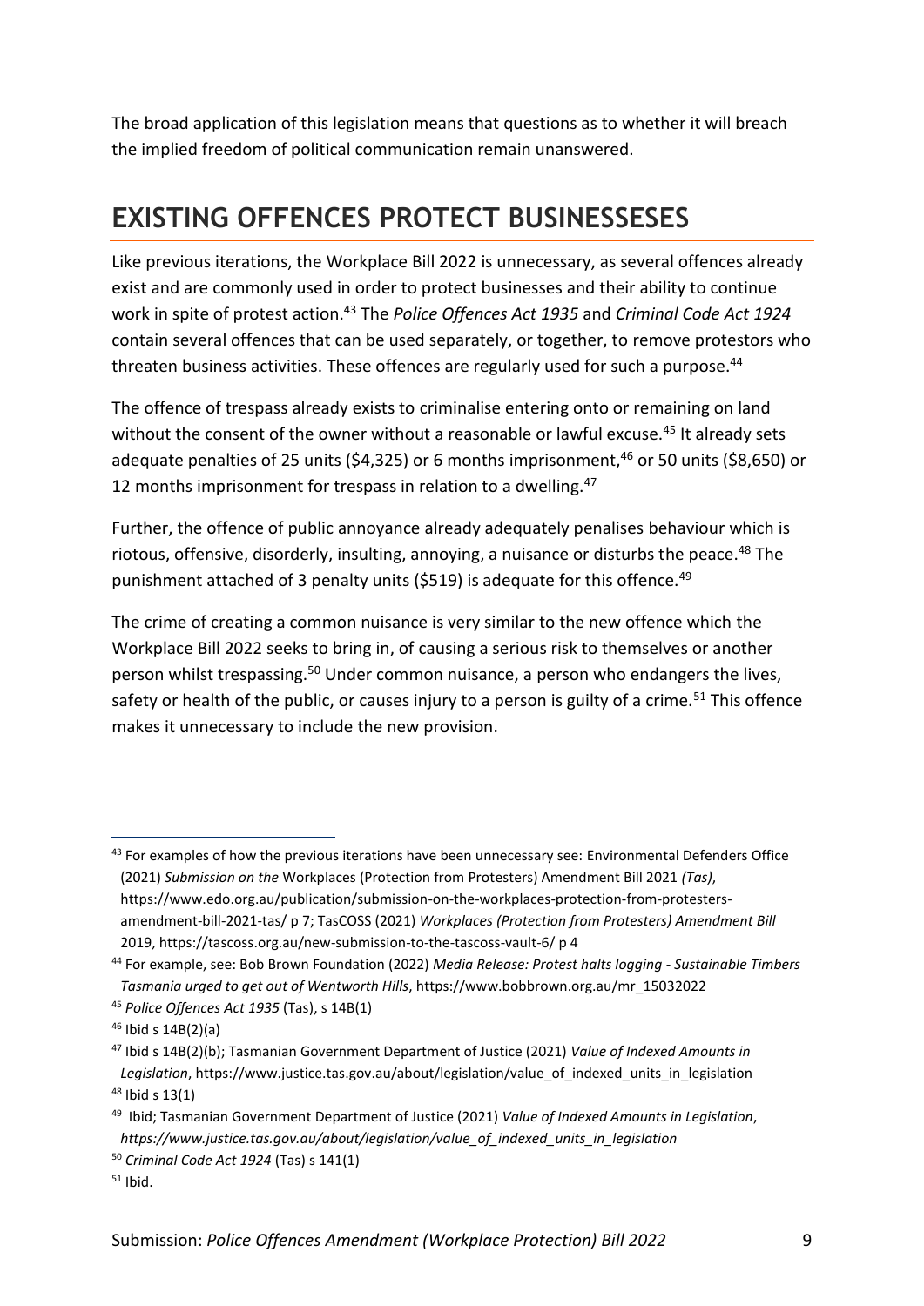The broad application of this legislation means that questions as to whether it will breach the implied freedom of political communication remain unanswered.

## EXISTING OFFENCES PROTECT BUSINESSESES

Like previous iterations, the Workplace Bill 2022 is unnecessary, as several offences already exist and are commonly used in order to protect businesses and their ability to continue work in spite of protest action.[43] The *Police Offences Act 1935* and *Criminal Code Act 1924* contain several offences that can be used separately, or together, to remove protestors who threaten business activities. These offences are regularly used for such a purpose.[44]

The offence of trespass already exists to criminalise entering onto or remaining on land without the consent of the owner without a reasonable or lawful excuse.[45] It already sets adequate penalties of 25 units ($4,325) or 6 months imprisonment,[46] or 50 units ($8,650) or 12 months imprisonment for trespass in relation to a dwelling.[47]

Further, the offence of public annoyance already adequately penalises behaviour which is riotous, offensive, disorderly, insulting, annoying, a nuisance or disturbs the peace.[48] The punishment attached of 3 penalty units ($519) is adequate for this offence.[49]

The crime of creating a common nuisance is very similar to the new offence which the Workplace Bill 2022 seeks to bring in, of causing a serious risk to themselves or another person whilst trespassing.[50] Under common nuisance, a person who endangers the lives, safety or health of the public, or causes injury to a person is guilty of a crime.[51] This offence makes it unnecessary to include the new provision.

---

[43] For examples of how the previous iterations have been unnecessary see: Environmental Defenders Office (2021) *Submission on the* Workplaces (Protection from Protesters) Amendment Bill 2021 *(Tas)*, https://www.edo.org.au/publication/submission-on-the-workplaces-protection-from-protesters-amendment-bill-2021-tas/ p 7; TasCOSS (2021) *Workplaces (Protection from Protesters) Amendment Bill* 2019, https://tascoss.org.au/new-submission-to-the-tascoss-vault-6/ p 4

[44] For example, see: Bob Brown Foundation (2022) *Media Release: Protest halts logging - Sustainable Timbers Tasmania urged to get out of Wentworth Hills*, https://www.bobbrown.org.au/mr_15032022

[45] *Police Offences Act 1935* (Tas), s 14B(1)

[46] Ibid s 14B(2)(a)

[47] Ibid s 14B(2)(b); Tasmanian Government Department of Justice (2021) *Value of Indexed Amounts in Legislation*, https://www.justice.tas.gov.au/about/legislation/value_of_indexed_units_in_legislation

[48] Ibid s 13(1)

[49] Ibid; Tasmanian Government Department of Justice (2021) *Value of Indexed Amounts in Legislation*, *https://www.justice.tas.gov.au/about/legislation/value_of_indexed_units_in_legislation*

[50] *Criminal Code Act 1924* (Tas) s 141(1)

[51] Ibid.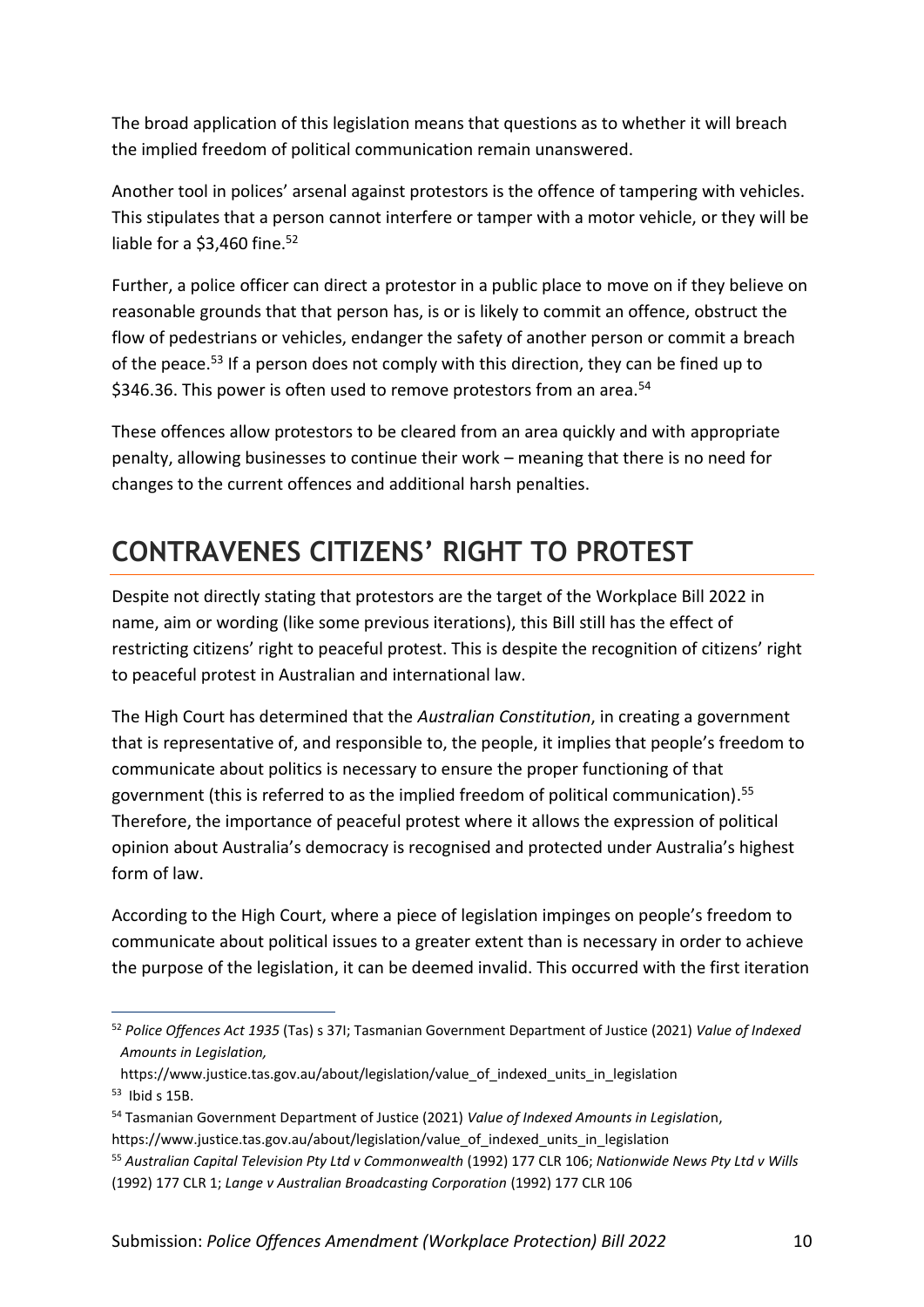The broad application of this legislation means that questions as to whether it will breach the implied freedom of political communication remain unanswered.

Another tool in polices' arsenal against protestors is the offence of tampering with vehicles. This stipulates that a person cannot interfere or tamper with a motor vehicle, or they will be liable for a $3,460 fine.[52]

Further, a police officer can direct a protestor in a public place to move on if they believe on reasonable grounds that that person has, is or is likely to commit an offence, obstruct the flow of pedestrians or vehicles, endanger the safety of another person or commit a breach of the peace.[53] If a person does not comply with this direction, they can be fined up to $346.36. This power is often used to remove protestors from an area.[54]

These offences allow protestors to be cleared from an area quickly and with appropriate penalty, allowing businesses to continue their work – meaning that there is no need for changes to the current offences and additional harsh penalties.

## CONTRAVENES CITIZENS' RIGHT TO PROTEST

Despite not directly stating that protestors are the target of the Workplace Bill 2022 in name, aim or wording (like some previous iterations), this Bill still has the effect of restricting citizens' right to peaceful protest. This is despite the recognition of citizens' right to peaceful protest in Australian and international law.

The High Court has determined that the *Australian Constitution*, in creating a government that is representative of, and responsible to, the people, it implies that people's freedom to communicate about politics is necessary to ensure the proper functioning of that government (this is referred to as the implied freedom of political communication).[55] Therefore, the importance of peaceful protest where it allows the expression of political opinion about Australia's democracy is recognised and protected under Australia's highest form of law.

According to the High Court, where a piece of legislation impinges on people's freedom to communicate about political issues to a greater extent than is necessary in order to achieve the purpose of the legislation, it can be deemed invalid. This occurred with the first iteration

---

[52] *Police Offences Act 1935* (Tas) s 37I; Tasmanian Government Department of Justice (2021) *Value of Indexed Amounts in Legislation,* https://www.justice.tas.gov.au/about/legislation/value_of_indexed_units_in_legislation

[53] Ibid s 15B.

[54] Tasmanian Government Department of Justice (2021) *Value of Indexed Amounts in Legislation*, https://www.justice.tas.gov.au/about/legislation/value_of_indexed_units_in_legislation

[55] *Australian Capital Television Pty Ltd v Commonwealth* (1992) 177 CLR 106; *Nationwide News Pty Ltd v Wills* (1992) 177 CLR 1; *Lange v Australian Broadcasting Corporation* (1992) 177 CLR 106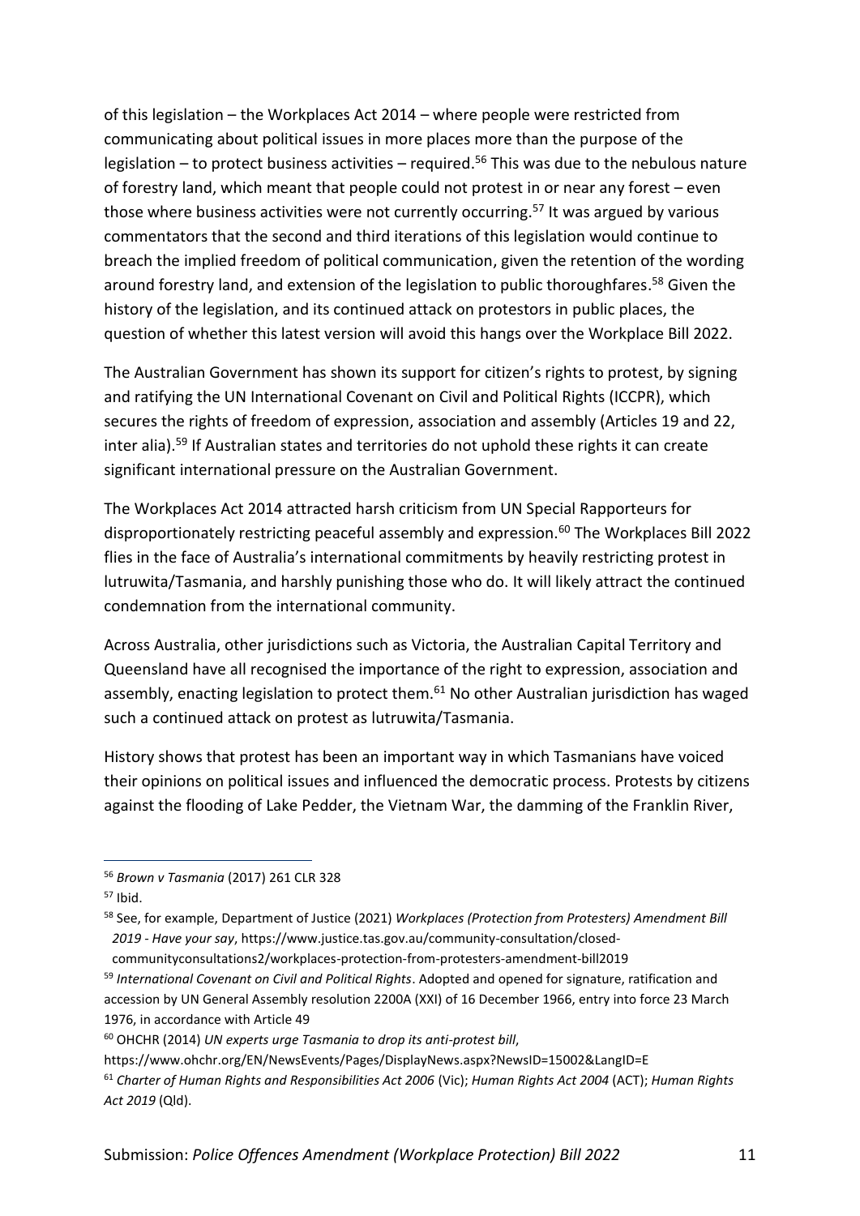of this legislation – the Workplaces Act 2014 – where people were restricted from communicating about political issues in more places more than the purpose of the legislation – to protect business activities – required.[56] This was due to the nebulous nature of forestry land, which meant that people could not protest in or near any forest – even those where business activities were not currently occurring.[57] It was argued by various commentators that the second and third iterations of this legislation would continue to breach the implied freedom of political communication, given the retention of the wording around forestry land, and extension of the legislation to public thoroughfares.[58] Given the history of the legislation, and its continued attack on protestors in public places, the question of whether this latest version will avoid this hangs over the Workplace Bill 2022.

The Australian Government has shown its support for citizen's rights to protest, by signing and ratifying the UN International Covenant on Civil and Political Rights (ICCPR), which secures the rights of freedom of expression, association and assembly (Articles 19 and 22, inter alia).[59] If Australian states and territories do not uphold these rights it can create significant international pressure on the Australian Government.

The Workplaces Act 2014 attracted harsh criticism from UN Special Rapporteurs for disproportionately restricting peaceful assembly and expression.[60] The Workplaces Bill 2022 flies in the face of Australia's international commitments by heavily restricting protest in lutruwita/Tasmania, and harshly punishing those who do. It will likely attract the continued condemnation from the international community.

Across Australia, other jurisdictions such as Victoria, the Australian Capital Territory and Queensland have all recognised the importance of the right to expression, association and assembly, enacting legislation to protect them.[61] No other Australian jurisdiction has waged such a continued attack on protest as lutruwita/Tasmania.

History shows that protest has been an important way in which Tasmanians have voiced their opinions on political issues and influenced the democratic process. Protests by citizens against the flooding of Lake Pedder, the Vietnam War, the damming of the Franklin River,

---

[56] *Brown v Tasmania* (2017) 261 CLR 328

[57] Ibid.

[58] See, for example, Department of Justice (2021) *Workplaces (Protection from Protesters) Amendment Bill 2019 - Have your say*, https://www.justice.tas.gov.au/community-consultation/closed-communityconsultations2/workplaces-protection-from-protesters-amendment-bill2019

[59] *International Covenant on Civil and Political Rights*. Adopted and opened for signature, ratification and accession by UN General Assembly resolution 2200A (XXI) of 16 December 1966, entry into force 23 March 1976, in accordance with Article 49

[60] OHCHR (2014) *UN experts urge Tasmania to drop its anti-protest bill*, https://www.ohchr.org/EN/NewsEvents/Pages/DisplayNews.aspx?NewsID=15002&LangID=E

[61] *Charter of Human Rights and Responsibilities Act 2006* (Vic); *Human Rights Act 2004* (ACT); *Human Rights Act 2019* (Qld).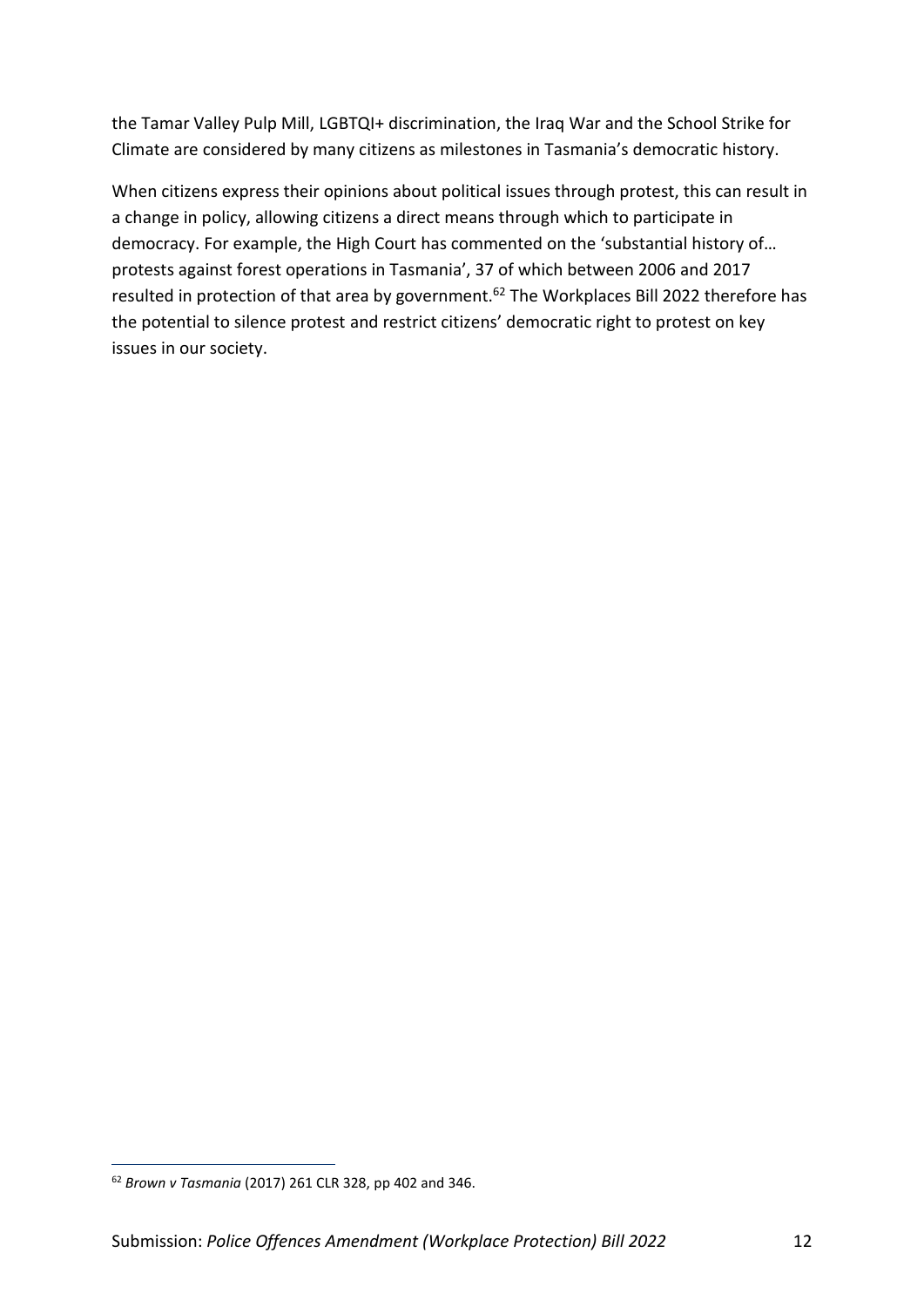the Tamar Valley Pulp Mill, LGBTQI+ discrimination, the Iraq War and the School Strike for Climate are considered by many citizens as milestones in Tasmania's democratic history.

When citizens express their opinions about political issues through protest, this can result in a change in policy, allowing citizens a direct means through which to participate in democracy. For example, the High Court has commented on the 'substantial history of… protests against forest operations in Tasmania', 37 of which between 2006 and 2017 resulted in protection of that area by government.[62] The Workplaces Bill 2022 therefore has the potential to silence protest and restrict citizens' democratic right to protest on key issues in our society.

---

[62] *Brown v Tasmania* (2017) 261 CLR 328, pp 402 and 346.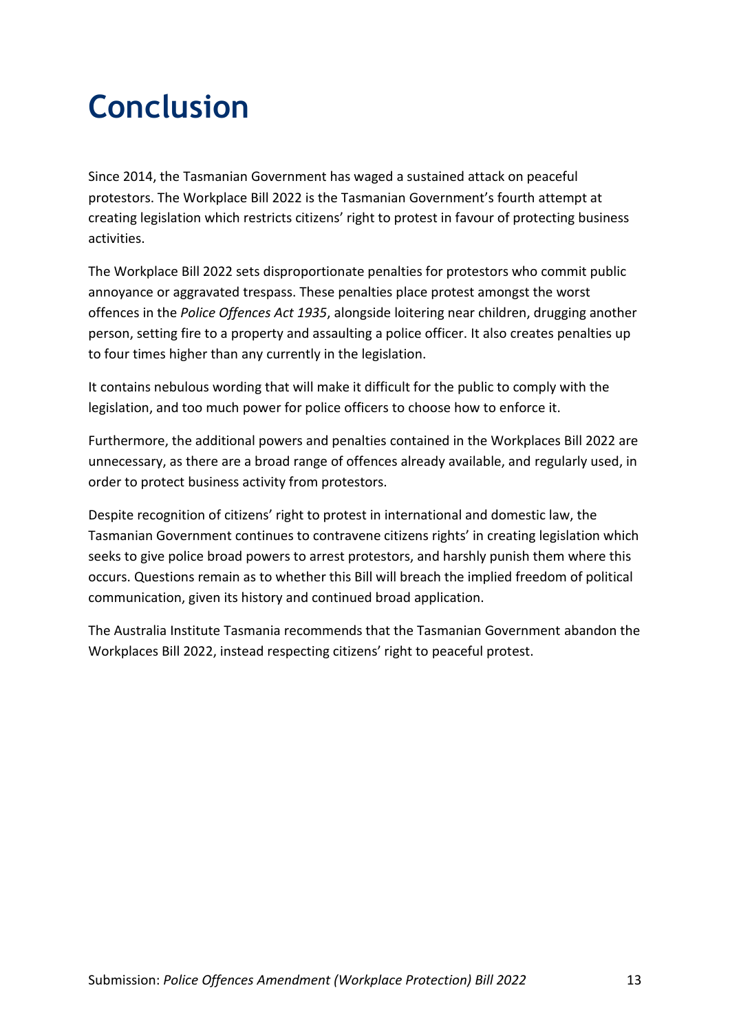# Conclusion

Since 2014, the Tasmanian Government has waged a sustained attack on peaceful protestors. The Workplace Bill 2022 is the Tasmanian Government's fourth attempt at creating legislation which restricts citizens' right to protest in favour of protecting business activities.

The Workplace Bill 2022 sets disproportionate penalties for protestors who commit public annoyance or aggravated trespass. These penalties place protest amongst the worst offences in the *Police Offences Act 1935*, alongside loitering near children, drugging another person, setting fire to a property and assaulting a police officer. It also creates penalties up to four times higher than any currently in the legislation.

It contains nebulous wording that will make it difficult for the public to comply with the legislation, and too much power for police officers to choose how to enforce it.

Furthermore, the additional powers and penalties contained in the Workplaces Bill 2022 are unnecessary, as there are a broad range of offences already available, and regularly used, in order to protect business activity from protestors.

Despite recognition of citizens' right to protest in international and domestic law, the Tasmanian Government continues to contravene citizens rights' in creating legislation which seeks to give police broad powers to arrest protestors, and harshly punish them where this occurs. Questions remain as to whether this Bill will breach the implied freedom of political communication, given its history and continued broad application.

The Australia Institute Tasmania recommends that the Tasmanian Government abandon the Workplaces Bill 2022, instead respecting citizens' right to peaceful protest.